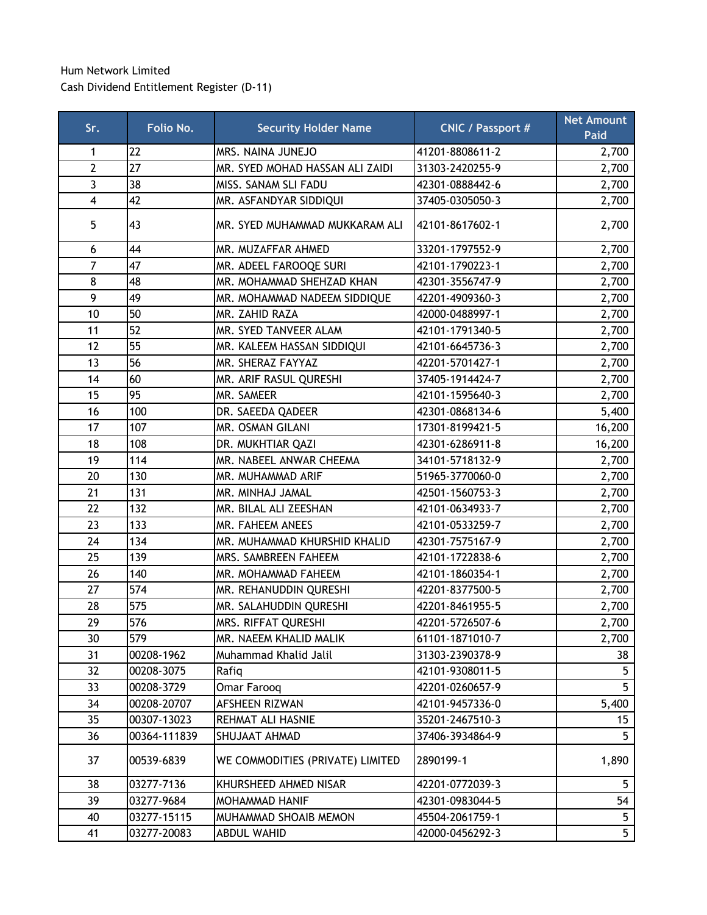Hum Network Limited

Cash Dividend Entitlement Register (D-11)

| Sr. | Folio No. | Security Holder Name | CNIC / Passport # | Net Amount Paid |
|---|---|---|---|---|
| 1 | 22 | MRS. NAINA JUNEJO | 41201-8808611-2 | 2,700 |
| 2 | 27 | MR. SYED MOHAD HASSAN ALI ZAIDI | 31303-2420255-9 | 2,700 |
| 3 | 38 | MISS. SANAM SLI FADU | 42301-0888442-6 | 2,700 |
| 4 | 42 | MR. ASFANDYAR SIDDIQUI | 37405-0305050-3 | 2,700 |
| 5 | 43 | MR. SYED MUHAMMAD MUKKARAM ALI | 42101-8617602-1 | 2,700 |
| 6 | 44 | MR. MUZAFFAR AHMED | 33201-1797552-9 | 2,700 |
| 7 | 47 | MR. ADEEL FAROOQE SURI | 42101-1790223-1 | 2,700 |
| 8 | 48 | MR. MOHAMMAD SHEHZAD KHAN | 42301-3556747-9 | 2,700 |
| 9 | 49 | MR. MOHAMMAD NADEEM SIDDIQUE | 42201-4909360-3 | 2,700 |
| 10 | 50 | MR. ZAHID RAZA | 42000-0488997-1 | 2,700 |
| 11 | 52 | MR. SYED TANVEER ALAM | 42101-1791340-5 | 2,700 |
| 12 | 55 | MR. KALEEM HASSAN SIDDIQUI | 42101-6645736-3 | 2,700 |
| 13 | 56 | MR. SHERAZ FAYYAZ | 42201-5701427-1 | 2,700 |
| 14 | 60 | MR. ARIF RASUL QURESHI | 37405-1914424-7 | 2,700 |
| 15 | 95 | MR. SAMEER | 42101-1595640-3 | 2,700 |
| 16 | 100 | DR. SAEEDA QADEER | 42301-0868134-6 | 5,400 |
| 17 | 107 | MR. OSMAN GILANI | 17301-8199421-5 | 16,200 |
| 18 | 108 | DR. MUKHTIAR QAZI | 42301-6286911-8 | 16,200 |
| 19 | 114 | MR. NABEEL ANWAR CHEEMA | 34101-5718132-9 | 2,700 |
| 20 | 130 | MR. MUHAMMAD ARIF | 51965-3770060-0 | 2,700 |
| 21 | 131 | MR. MINHAJ JAMAL | 42501-1560753-3 | 2,700 |
| 22 | 132 | MR. BILAL ALI ZEESHAN | 42101-0634933-7 | 2,700 |
| 23 | 133 | MR. FAHEEM ANEES | 42101-0533259-7 | 2,700 |
| 24 | 134 | MR. MUHAMMAD KHURSHID KHALID | 42301-7575167-9 | 2,700 |
| 25 | 139 | MRS. SAMBREEN FAHEEM | 42101-1722838-6 | 2,700 |
| 26 | 140 | MR. MOHAMMAD FAHEEM | 42101-1860354-1 | 2,700 |
| 27 | 574 | MR. REHANUDDIN QURESHI | 42201-8377500-5 | 2,700 |
| 28 | 575 | MR. SALAHUDDIN QURESHI | 42201-8461955-5 | 2,700 |
| 29 | 576 | MRS. RIFFAT QURESHI | 42201-5726507-6 | 2,700 |
| 30 | 579 | MR. NAEEM KHALID MALIK | 61101-1871010-7 | 2,700 |
| 31 | 00208-1962 | Muhammad Khalid Jalil | 31303-2390378-9 | 38 |
| 32 | 00208-3075 | Rafiq | 42101-9308011-5 | 5 |
| 33 | 00208-3729 | Omar Farooq | 42201-0260657-9 | 5 |
| 34 | 00208-20707 | AFSHEEN RIZWAN | 42101-9457336-0 | 5,400 |
| 35 | 00307-13023 | REHMAT ALI HASNIE | 35201-2467510-3 | 15 |
| 36 | 00364-111839 | SHUJAAT AHMAD | 37406-3934864-9 | 5 |
| 37 | 00539-6839 | WE COMMODITIES (PRIVATE) LIMITED | 2890199-1 | 1,890 |
| 38 | 03277-7136 | KHURSHEED AHMED NISAR | 42201-0772039-3 | 5 |
| 39 | 03277-9684 | MOHAMMAD HANIF | 42301-0983044-5 | 54 |
| 40 | 03277-15115 | MUHAMMAD SHOAIB MEMON | 45504-2061759-1 | 5 |
| 41 | 03277-20083 | ABDUL WAHID | 42000-0456292-3 | 5 |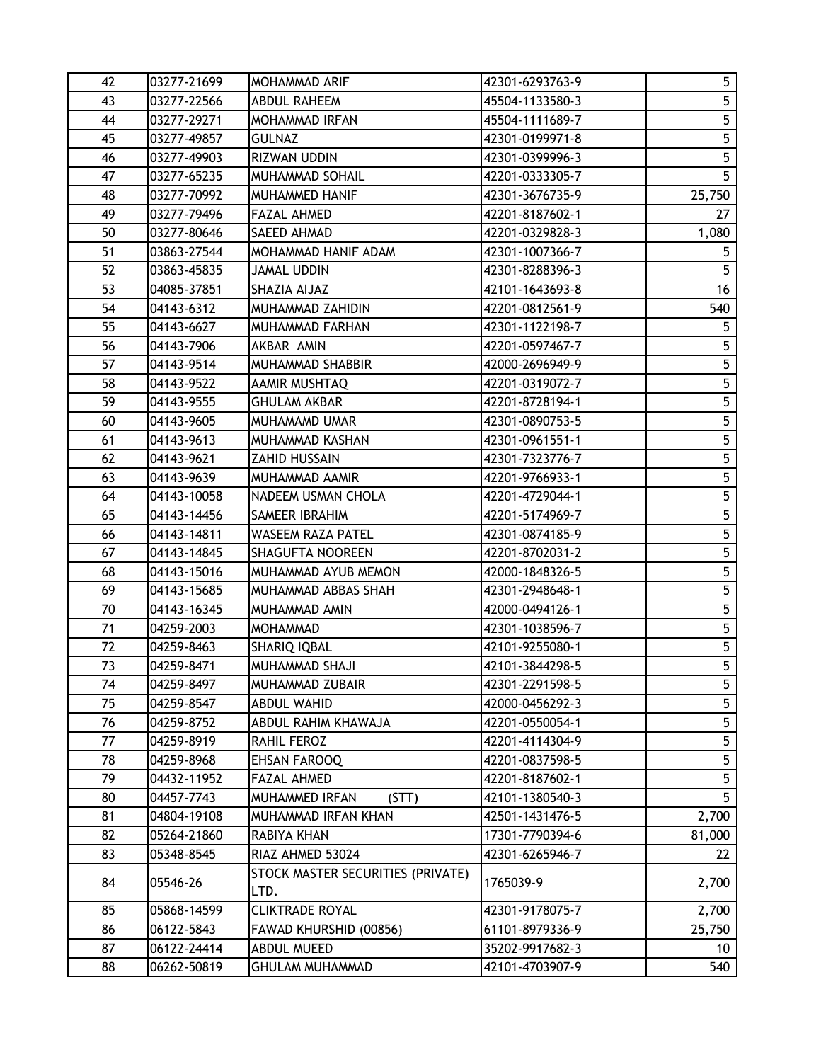| | | | | |
|---|---|---|---|---|
| 42 | 03277-21699 | MOHAMMAD ARIF | 42301-6293763-9 | 5 |
| 43 | 03277-22566 | ABDUL RAHEEM | 45504-1133580-3 | 5 |
| 44 | 03277-29271 | MOHAMMAD IRFAN | 45504-1111689-7 | 5 |
| 45 | 03277-49857 | GULNAZ | 42301-0199971-8 | 5 |
| 46 | 03277-49903 | RIZWAN UDDIN | 42301-0399996-3 | 5 |
| 47 | 03277-65235 | MUHAMMAD SOHAIL | 42201-0333305-7 | 5 |
| 48 | 03277-70992 | MUHAMMED HANIF | 42301-3676735-9 | 25,750 |
| 49 | 03277-79496 | FAZAL AHMED | 42201-8187602-1 | 27 |
| 50 | 03277-80646 | SAEED AHMAD | 42201-0329828-3 | 1,080 |
| 51 | 03863-27544 | MOHAMMAD HANIF ADAM | 42301-1007366-7 | 5 |
| 52 | 03863-45835 | JAMAL UDDIN | 42301-8288396-3 | 5 |
| 53 | 04085-37851 | SHAZIA AIJAZ | 42101-1643693-8 | 16 |
| 54 | 04143-6312 | MUHAMMAD ZAHIDIN | 42201-0812561-9 | 540 |
| 55 | 04143-6627 | MUHAMMAD FARHAN | 42301-1122198-7 | 5 |
| 56 | 04143-7906 | AKBAR AMIN | 42201-0597467-7 | 5 |
| 57 | 04143-9514 | MUHAMMAD SHABBIR | 42000-2696949-9 | 5 |
| 58 | 04143-9522 | AAMIR MUSHTAQ | 42201-0319072-7 | 5 |
| 59 | 04143-9555 | GHULAM AKBAR | 42201-8728194-1 | 5 |
| 60 | 04143-9605 | MUHAMAMD UMAR | 42301-0890753-5 | 5 |
| 61 | 04143-9613 | MUHAMMAD KASHAN | 42301-0961551-1 | 5 |
| 62 | 04143-9621 | ZAHID HUSSAIN | 42301-7323776-7 | 5 |
| 63 | 04143-9639 | MUHAMMAD AAMIR | 42201-9766933-1 | 5 |
| 64 | 04143-10058 | NADEEM USMAN CHOLA | 42201-4729044-1 | 5 |
| 65 | 04143-14456 | SAMEER IBRAHIM | 42201-5174969-7 | 5 |
| 66 | 04143-14811 | WASEEM RAZA PATEL | 42301-0874185-9 | 5 |
| 67 | 04143-14845 | SHAGUFTA NOOREEN | 42201-8702031-2 | 5 |
| 68 | 04143-15016 | MUHAMMAD AYUB MEMON | 42000-1848326-5 | 5 |
| 69 | 04143-15685 | MUHAMMAD ABBAS SHAH | 42301-2948648-1 | 5 |
| 70 | 04143-16345 | MUHAMMAD AMIN | 42000-0494126-1 | 5 |
| 71 | 04259-2003 | MOHAMMAD | 42301-1038596-7 | 5 |
| 72 | 04259-8463 | SHARIQ IQBAL | 42101-9255080-1 | 5 |
| 73 | 04259-8471 | MUHAMMAD SHAJI | 42101-3844298-5 | 5 |
| 74 | 04259-8497 | MUHAMMAD ZUBAIR | 42301-2291598-5 | 5 |
| 75 | 04259-8547 | ABDUL WAHID | 42000-0456292-3 | 5 |
| 76 | 04259-8752 | ABDUL RAHIM KHAWAJA | 42201-0550054-1 | 5 |
| 77 | 04259-8919 | RAHIL FEROZ | 42201-4114304-9 | 5 |
| 78 | 04259-8968 | EHSAN FAROOQ | 42201-0837598-5 | 5 |
| 79 | 04432-11952 | FAZAL AHMED | 42201-8187602-1 | 5 |
| 80 | 04457-7743 | MUHAMMED IRFAN (STT) | 42101-1380540-3 | 5 |
| 81 | 04804-19108 | MUHAMMAD IRFAN KHAN | 42501-1431476-5 | 2,700 |
| 82 | 05264-21860 | RABIYA KHAN | 17301-7790394-6 | 81,000 |
| 83 | 05348-8545 | RIAZ AHMED 53024 | 42301-6265946-7 | 22 |
| 84 | 05546-26 | STOCK MASTER SECURITIES (PRIVATE) LTD. | 1765039-9 | 2,700 |
| 85 | 05868-14599 | CLIKTRADE ROYAL | 42301-9178075-7 | 2,700 |
| 86 | 06122-5843 | FAWAD KHURSHID (00856) | 61101-8979336-9 | 25,750 |
| 87 | 06122-24414 | ABDUL MUEED | 35202-9917682-3 | 10 |
| 88 | 06262-50819 | GHULAM MUHAMMAD | 42101-4703907-9 | 540 |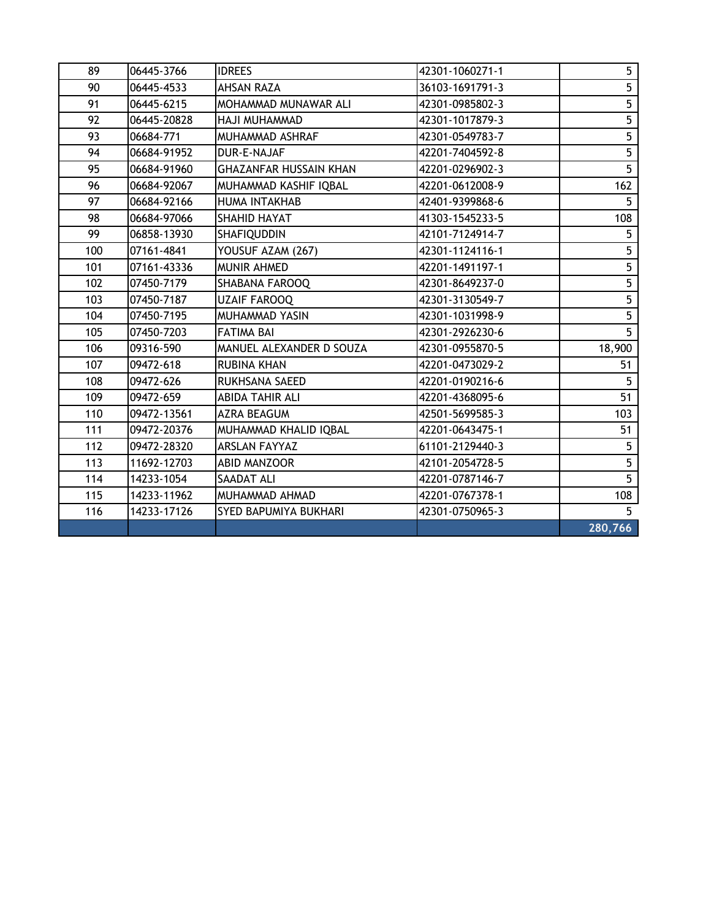| | | | | |
|---|---|---|---|---|
| 89 | 06445-3766 | IDREES | 42301-1060271-1 | 5 |
| 90 | 06445-4533 | AHSAN RAZA | 36103-1691791-3 | 5 |
| 91 | 06445-6215 | MOHAMMAD MUNAWAR ALI | 42301-0985802-3 | 5 |
| 92 | 06445-20828 | HAJI MUHAMMAD | 42301-1017879-3 | 5 |
| 93 | 06684-771 | MUHAMMAD ASHRAF | 42301-0549783-7 | 5 |
| 94 | 06684-91952 | DUR-E-NAJAF | 42201-7404592-8 | 5 |
| 95 | 06684-91960 | GHAZANFAR HUSSAIN KHAN | 42201-0296902-3 | 5 |
| 96 | 06684-92067 | MUHAMMAD KASHIF IQBAL | 42201-0612008-9 | 162 |
| 97 | 06684-92166 | HUMA INTAKHAB | 42401-9399868-6 | 5 |
| 98 | 06684-97066 | SHAHID HAYAT | 41303-1545233-5 | 108 |
| 99 | 06858-13930 | SHAFIQUDDIN | 42101-7124914-7 | 5 |
| 100 | 07161-4841 | YOUSUF AZAM (267) | 42301-1124116-1 | 5 |
| 101 | 07161-43336 | MUNIR AHMED | 42201-1491197-1 | 5 |
| 102 | 07450-7179 | SHABANA FAROOQ | 42301-8649237-0 | 5 |
| 103 | 07450-7187 | UZAIF FAROOQ | 42301-3130549-7 | 5 |
| 104 | 07450-7195 | MUHAMMAD YASIN | 42301-1031998-9 | 5 |
| 105 | 07450-7203 | FATIMA BAI | 42301-2926230-6 | 5 |
| 106 | 09316-590 | MANUEL ALEXANDER D SOUZA | 42301-0955870-5 | 18,900 |
| 107 | 09472-618 | RUBINA KHAN | 42201-0473029-2 | 51 |
| 108 | 09472-626 | RUKHSANA SAEED | 42201-0190216-6 | 5 |
| 109 | 09472-659 | ABIDA TAHIR ALI | 42201-4368095-6 | 51 |
| 110 | 09472-13561 | AZRA BEAGUM | 42501-5699585-3 | 103 |
| 111 | 09472-20376 | MUHAMMAD KHALID IQBAL | 42201-0643475-1 | 51 |
| 112 | 09472-28320 | ARSLAN FAYYAZ | 61101-2129440-3 | 5 |
| 113 | 11692-12703 | ABID MANZOOR | 42101-2054728-5 | 5 |
| 114 | 14233-1054 | SAADAT ALI | 42201-0787146-7 | 5 |
| 115 | 14233-11962 | MUHAMMAD AHMAD | 42201-0767378-1 | 108 |
| 116 | 14233-17126 | SYED BAPUMIYA BUKHARI | 42301-0750965-3 | 5 |
| | | | | **280,766** |